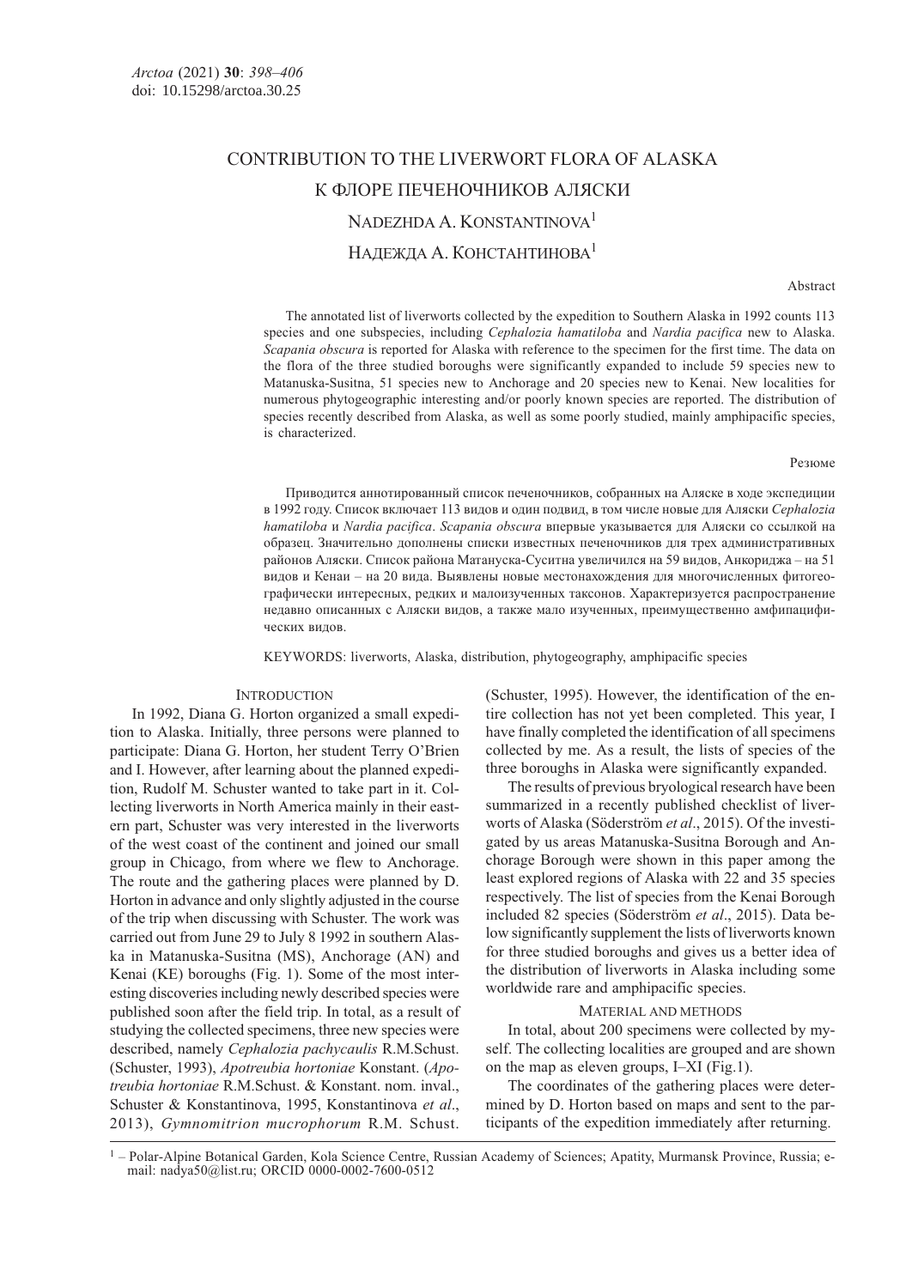# CONTRIBUTION TO THE LIVERWORT FLORA OF ALASKA

# К ФЛОРЕ ПЕЧЕНОЧНИКОВ АЛЯСКИ

NADEZHDA A. KONSTANTINOVA[1]

НАДЕЖДА А. КОНСТАНТИНОВА[1]

Abstract

The annotated list of liverworts collected by the expedition to Southern Alaska in 1992 counts 113 species and one subspecies, including *Cephalozia hamatiloba* and *Nardia pacifica* new to Alaska. *Scapania obscura* is reported for Alaska with reference to the specimen for the first time. The data on the flora of the three studied boroughs were significantly expanded to include 59 species new to Matanuska-Susitna, 51 species new to Anchorage and 20 species new to Kenai. New localities for numerous phytogeographic interesting and/or poorly known species are reported. The distribution of species recently described from Alaska, as well as some poorly studied, mainly amphipacific species, is characterized.

Резюме

Приводится аннотированный список печеночников, собранных на Аляске в ходе экспедиции в 1992 году. Список включает 113 видов и один подвид, в том числе новые для Аляски *Cephalozia hamatiloba* и *Nardia pacifica*. *Scapania obscura* впервые указывается для Аляски со ссылкой на образец. Значительно дополнены списки известных печеночников для трех административных районов Аляски. Список района Матануска-Суситна увеличился на 59 видов, Анкориджа – на 51 видов и Кенаи – на 20 вида. Выявлены новые местонахождения для многочисленных фитогеографически интересных, редких и малоизученных таксонов. Характеризуется распространение недавно описанных с Аляски видов, а также мало изученных, преимущественно амфипацифических видов.

KEYWORDS: liverworts, Alaska, distribution, phytogeography, amphipacific species

## INTRODUCTION

In 1992, Diana G. Horton organized a small expedition to Alaska. Initially, three persons were planned to participate: Diana G. Horton, her student Terry O'Brien and I. However, after learning about the planned expedition, Rudolf M. Schuster wanted to take part in it. Collecting liverworts in North America mainly in their eastern part, Schuster was very interested in the liverworts of the west coast of the continent and joined our small group in Chicago, from where we flew to Anchorage. The route and the gathering places were planned by D. Horton in advance and only slightly adjusted in the course of the trip when discussing with Schuster. The work was carried out from June 29 to July 8 1992 in southern Alaska in Matanuska-Susitna (MS), Anchorage (AN) and Kenai (KE) boroughs (Fig. 1). Some of the most interesting discoveries including newly described species were published soon after the field trip. In total, as a result of studying the collected specimens, three new species were described, namely *Cephalozia pachycaulis* R.M.Schust. (Schuster, 1993), *Apotreubia hortoniae* Konstant. (*Apotreubia hortoniae* R.M.Schust. & Konstant. nom. inval., Schuster & Konstantinova, 1995, Konstantinova *et al*., 2013), *Gymnomitrion mucrophorum* R.M. Schust. (Schuster, 1995). However, the identification of the entire collection has not yet been completed. This year, I have finally completed the identification of all specimens collected by me. As a result, the lists of species of the three boroughs in Alaska were significantly expanded.

The results of previous bryological research have been summarized in a recently published checklist of liverworts of Alaska (Söderström *et al*., 2015). Of the investigated by us areas Matanuska-Susitna Borough and Anchorage Borough were shown in this paper among the least explored regions of Alaska with 22 and 35 species respectively. The list of species from the Kenai Borough included 82 species (Söderström *et al*., 2015). Data below significantly supplement the lists of liverworts known for three studied boroughs and gives us a better idea of the distribution of liverworts in Alaska including some worldwide rare and amphipacific species.

## MATERIAL AND METHODS

In total, about 200 specimens were collected by myself. The collecting localities are grouped and are shown on the map as eleven groups, I–XI (Fig.1).

The coordinates of the gathering places were determined by D. Horton based on maps and sent to the participants of the expedition immediately after returning.

[1] – Polar-Alpine Botanical Garden, Kola Science Centre, Russian Academy of Sciences; Apatity, Murmansk Province, Russia; e-mail: nadya50@list.ru; ORCID 0000-0002-7600-0512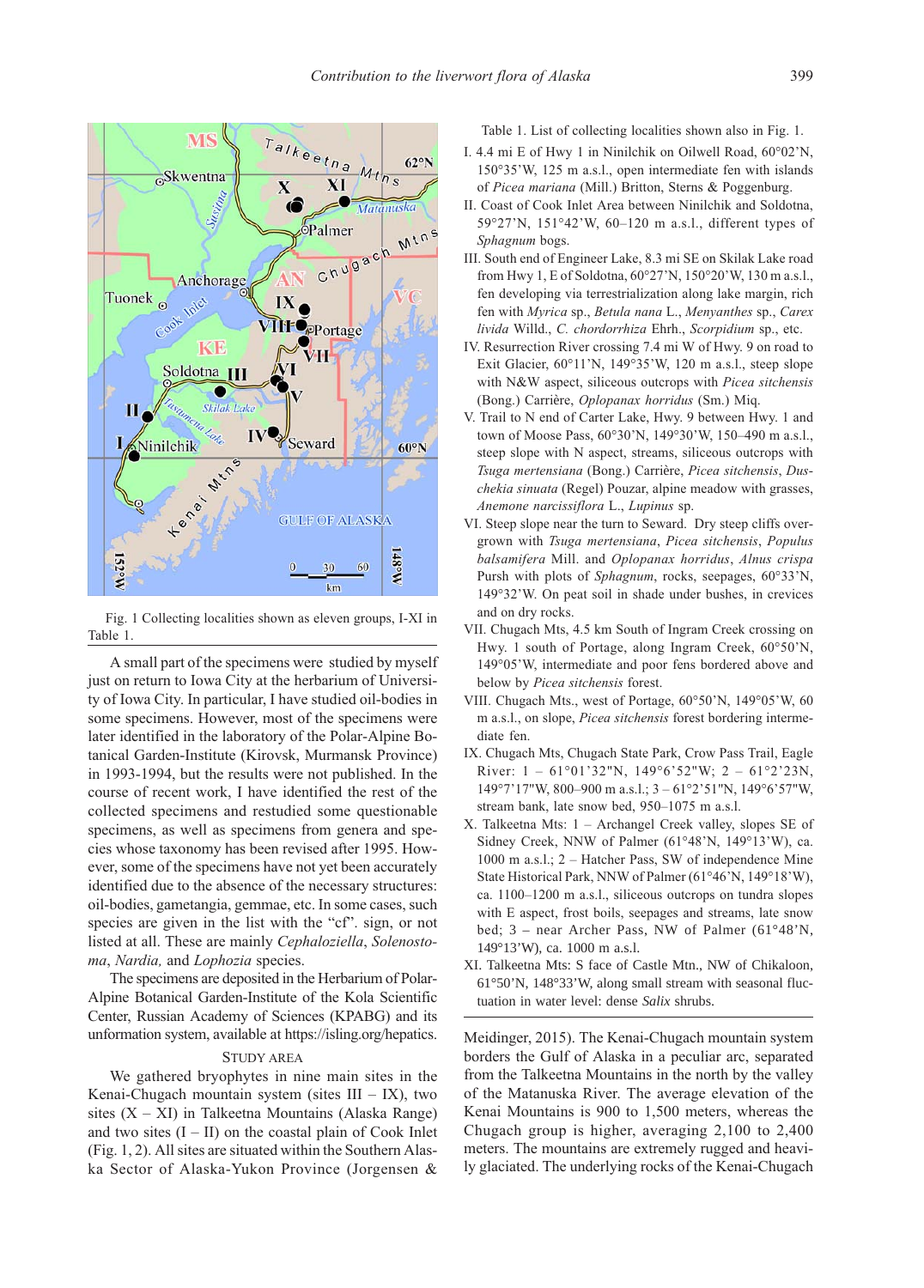Fig. 1 Collecting localities shown as eleven groups, I-XI in Table 1.

A small part of the specimens were studied by myself just on return to Iowa City at the herbarium of University of Iowa City. In particular, I have studied oil-bodies in some specimens. However, most of the specimens were later identified in the laboratory of the Polar-Alpine Botanical Garden-Institute (Kirovsk, Murmansk Province) in 1993-1994, but the results were not published. In the course of recent work, I have identified the rest of the collected specimens and restudied some questionable specimens, as well as specimens from genera and species whose taxonomy has been revised after 1995. However, some of the specimens have not yet been accurately identified due to the absence of the necessary structures: oil-bodies, gametangia, gemmae, etc. In some cases, such species are given in the list with the "cf". sign, or not listed at all. These are mainly *Cephaloziella*, *Solenostoma*, *Nardia,* and *Lophozia* species.

The specimens are deposited in the Herbarium of Polar-Alpine Botanical Garden-Institute of the Kola Scientific Center, Russian Academy of Sciences (KPABG) and its unformation system, available at https://isling.org/hepatics.

## STUDY AREA

We gathered bryophytes in nine main sites in the Kenai-Chugach mountain system (sites III – IX), two sites (X – XI) in Talkeetna Mountains (Alaska Range) and two sites (I – II) on the coastal plain of Cook Inlet (Fig. 1, 2). All sites are situated within the Southern Alaska Sector of Alaska-Yukon Province (Jorgensen & Meidinger, 2015). The Kenai-Chugach mountain system borders the Gulf of Alaska in a peculiar arc, separated from the Talkeetna Mountains in the north by the valley of the Matanuska River. The average elevation of the Kenai Mountains is 900 to 1,500 meters, whereas the Chugach group is higher, averaging 2,100 to 2,400 meters. The mountains are extremely rugged and heavily glaciated. The underlying rocks of the Kenai-Chugach

Table 1. List of collecting localities shown also in Fig. 1.

I. 4.4 mi E of Hwy 1 in Ninilchik on Oilwell Road, 60°02'N, 150°35'W, 125 m a.s.l., open intermediate fen with islands of *Picea mariana* (Mill.) Britton, Sterns & Poggenburg.

II. Coast of Cook Inlet Area between Ninilchik and Soldotna, 59°27'N, 151°42'W, 60–120 m a.s.l., different types of *Sphagnum* bogs.

III. South end of Engineer Lake, 8.3 mi SE on Skilak Lake road from Hwy 1, E of Soldotna, 60°27'N, 150°20'W, 130 m a.s.l., fen developing via terrestrialization along lake margin, rich fen with *Myrica* sp., *Betula nana* L., *Menyanthes* sp., *Carex livida* Willd., *C. chordorrhiza* Ehrh., *Scorpidium* sp., etc.

IV. Resurrection River crossing 7.4 mi W of Hwy. 9 on road to Exit Glacier, 60°11'N, 149°35'W, 120 m a.s.l., steep slope with N&W aspect, siliceous outcrops with *Picea sitchensis* (Bong.) Carrière, *Oplopanax horridus* (Sm.) Miq.

V. Trail to N end of Carter Lake, Hwy. 9 between Hwy. 1 and town of Moose Pass, 60°30'N, 149°30'W, 150–490 m a.s.l., steep slope with N aspect, streams, siliceous outcrops with *Tsuga mertensiana* (Bong.) Carrière, *Picea sitchensis*, *Duschekia sinuata* (Regel) Pouzar, alpine meadow with grasses, *Anemone narcissiflora* L., *Lupinus* sp.

VI. Steep slope near the turn to Seward. Dry steep cliffs overgrown with *Tsuga mertensiana*, *Picea sitchensis*, *Populus balsamifera* Mill. and *Oplopanax horridus*, *Alnus crispa* Pursh with plots of *Sphagnum*, rocks, seepages, 60°33'N, 149°32'W. On peat soil in shade under bushes, in crevices and on dry rocks.

VII. Chugach Mts, 4.5 km South of Ingram Creek crossing on Hwy. 1 south of Portage, along Ingram Creek, 60°50'N, 149°05'W, intermediate and poor fens bordered above and below by *Picea sitchensis* forest.

VIII. Chugach Mts., west of Portage, 60°50'N, 149°05'W, 60 m a.s.l., on slope, *Picea sitchensis* forest bordering intermediate fen.

IX. Chugach Mts, Chugach State Park, Crow Pass Trail, Eagle River: 1 – 61°01'32"N, 149°6'52"W; 2 – 61°2'23N, 149°7'17"W, 800–900 m a.s.l.; 3 – 61°2'51"N, 149°6'57"W, stream bank, late snow bed, 950–1075 m a.s.l.

X. Talkeetna Mts: 1 – Archangel Creek valley, slopes SE of Sidney Creek, NNW of Palmer (61°48'N, 149°13'W), ca. 1000 m a.s.l.; 2 – Hatcher Pass, SW of independence Mine State Historical Park, NNW of Palmer (61°46'N, 149°18'W), ca. 1100–1200 m a.s.l., siliceous outcrops on tundra slopes with E aspect, frost boils, seepages and streams, late snow bed; 3 – near Archer Pass, NW of Palmer (61°48'N, 149°13'W), ca. 1000 m a.s.l.

XI. Talkeetna Mts: S face of Castle Mtn., NW of Chikaloon, 61°50'N, 148°33'W, along small stream with seasonal fluctuation in water level: dense *Salix* shrubs.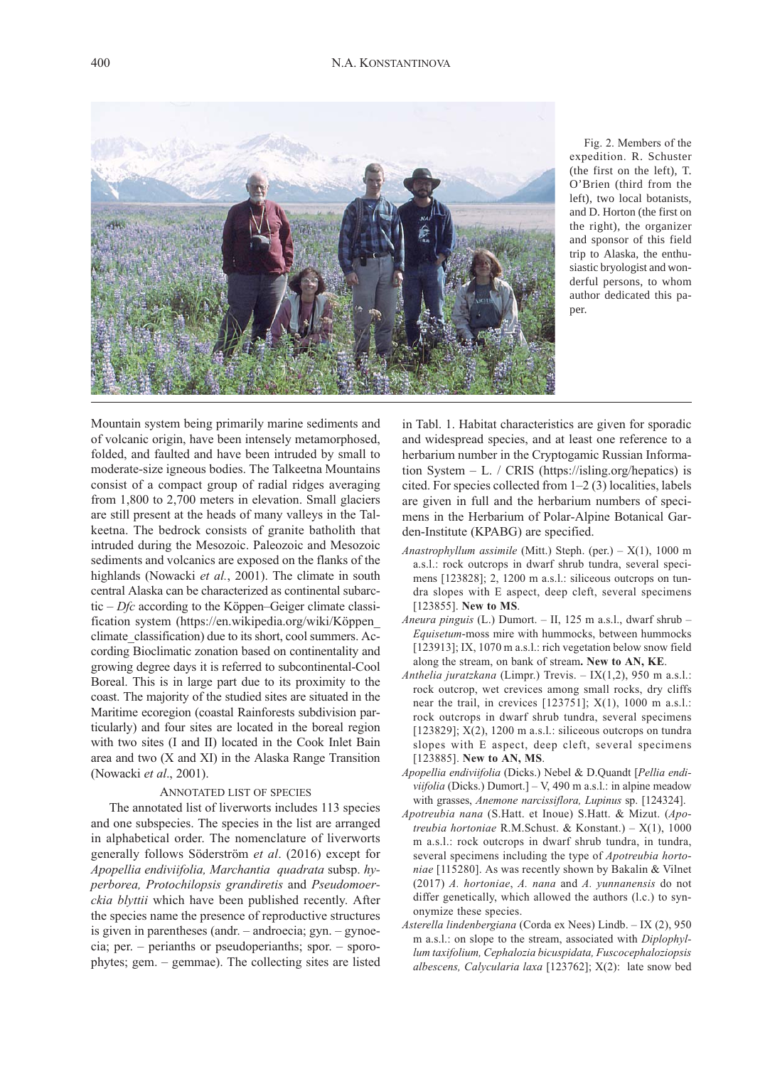Fig. 2. Members of the expedition. R. Schuster (the first on the left), T. O'Brien (third from the left), two local botanists, and D. Horton (the first on the right), the organizer and sponsor of this field trip to Alaska, the enthusiastic bryologist and wonderful persons, to whom author dedicated this paper.

Mountain system being primarily marine sediments and of volcanic origin, have been intensely metamorphosed, folded, and faulted and have been intruded by small to moderate-size igneous bodies. The Talkeetna Mountains consist of a compact group of radial ridges averaging from 1,800 to 2,700 meters in elevation. Small glaciers are still present at the heads of many valleys in the Talkeetna. The bedrock consists of granite batholith that intruded during the Mesozoic. Paleozoic and Mesozoic sediments and volcanics are exposed on the flanks of the highlands (Nowacki *et al.*, 2001). The climate in south central Alaska can be characterized as continental subarctic – *Dfc* according to the Köppen–Geiger climate classification system (https://en.wikipedia.org/wiki/Köppen_climate_classification) due to its short, cool summers. According Bioclimatic zonation based on continentality and growing degree days it is referred to subcontinental-Cool Boreal. This is in large part due to its proximity to the coast. The majority of the studied sites are situated in the Maritime ecoregion (coastal Rainforests subdivision particularly) and four sites are located in the boreal region with two sites (I and II) located in the Cook Inlet Bain area and two (X and XI) in the Alaska Range Transition (Nowacki *et al*., 2001).

## ANNOTATED LIST OF SPECIES

The annotated list of liverworts includes 113 species and one subspecies. The species in the list are arranged in alphabetical order. The nomenclature of liverworts generally follows Söderström *et al*. (2016) except for *Apopellia endiviifolia, Marchantia quadrata* subsp. *hyperborea, Protochilopsis grandiretis* and *Pseudomoerckia blyttii* which have been published recently. After the species name the presence of reproductive structures is given in parentheses (andr. – androecia; gyn. – gynoecia; per. – perianths or pseudoperianths; spor. – sporophytes; gem. – gemmae). The collecting sites are listed in Tabl. 1. Habitat characteristics are given for sporadic and widespread species, and at least one reference to a herbarium number in the Cryptogamic Russian Information System – L. / CRIS (https://isling.org/hepatics) is cited. For species collected from 1–2 (3) localities, labels are given in full and the herbarium numbers of specimens in the Herbarium of Polar-Alpine Botanical Garden-Institute (KPABG) are specified.

*Anastrophyllum assimile* (Mitt.) Steph. (per.) – X(1), 1000 m a.s.l.: rock outcrops in dwarf shrub tundra, several specimens [123828]; 2, 1200 m a.s.l.: siliceous outcrops on tundra slopes with E aspect, deep cleft, several specimens [123855]. **New to MS**.

*Aneura pinguis* (L.) Dumort. – II, 125 m a.s.l., dwarf shrub – *Equisetum*-moss mire with hummocks, between hummocks [123913]; IX, 1070 m a.s.l.: rich vegetation below snow field along the stream, on bank of stream**. New to AN, KE**.

*Anthelia juratzkana* (Limpr.) Trevis. – IX(1,2), 950 m a.s.l.: rock outcrop, wet crevices among small rocks, dry cliffs near the trail, in crevices [123751]; X(1), 1000 m a.s.l.: rock outcrops in dwarf shrub tundra, several specimens [123829]; X(2), 1200 m a.s.l.: siliceous outcrops on tundra slopes with E aspect, deep cleft, several specimens [123885]. **New to AN, MS**.

*Apopellia endiviifolia* (Dicks.) Nebel & D.Quandt [*Pellia endiviifolia* (Dicks.) Dumort.] – V, 490 m a.s.l.: in alpine meadow with grasses, *Anemone narcissiflora, Lupinus* sp. [124324].

*Apotreubia nana* (S.Hatt. et Inoue) S.Hatt. & Mizut. (*Apotreubia hortoniae* R.M.Schust. & Konstant.) – X(1), 1000 m a.s.l.: rock outcrops in dwarf shrub tundra, in tundra, several specimens including the type of *Apotreubia hortoniae* [115280]. As was recently shown by Bakalin & Vilnet (2017) *A. hortoniae*, *A. nana* and *A. yunnanensis* do not differ genetically, which allowed the authors (l.c.) to synonymize these species.

*Asterella lindenbergiana* (Corda ex Nees) Lindb. – IX (2), 950 m a.s.l.: on slope to the stream, associated with *Diplophyllum taxifolium, Cephalozia bicuspidata, Fuscocephaloziopsis albescens, Calycularia laxa* [123762]; X(2): late snow bed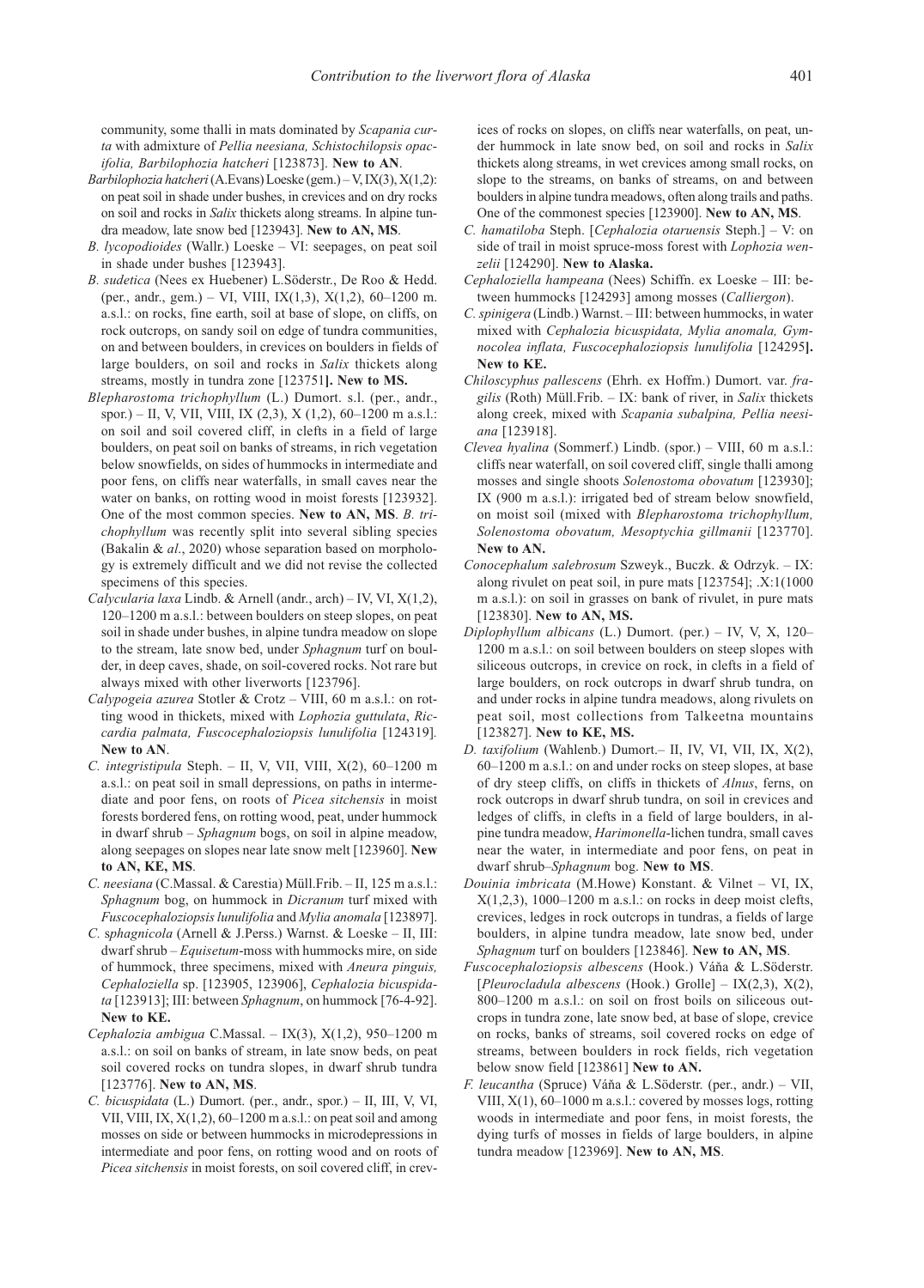community, some thalli in mats dominated by *Scapania curta* with admixture of *Pellia neesiana, Schistochilopsis opacifolia, Barbilophozia hatcheri* [123873]. **New to AN**.

*Barbilophozia hatcheri* (A.Evans) Loeske (gem.) – V, IX(3), X(1,2): on peat soil in shade under bushes, in crevices and on dry rocks on soil and rocks in *Salix* thickets along streams. In alpine tundra meadow, late snow bed [123943]. **New to AN, MS**.

*B. lycopodioides* (Wallr.) Loeske – VI: seepages, on peat soil in shade under bushes [123943].

*B. sudetica* (Nees ex Huebener) L.Söderstr., De Roo & Hedd. (per., andr., gem.) – VI, VIII, IX(1,3), X(1,2), 60–1200 m. a.s.l.: on rocks, fine earth, soil at base of slope, on cliffs, on rock outcrops, on sandy soil on edge of tundra communities, on and between boulders, in crevices on boulders in fields of large boulders, on soil and rocks in *Salix* thickets along streams, mostly in tundra zone [123751**]. New to MS.**

*Blepharostoma trichophyllum* (L.) Dumort. s.l. (per., andr., spor.) – II, V, VII, VIII, IX (2,3), X (1,2), 60–1200 m a.s.l.: on soil and soil covered cliff, in clefts in a field of large boulders, on peat soil on banks of streams, in rich vegetation below snowfields, on sides of hummocks in intermediate and poor fens, on cliffs near waterfalls, in small caves near the water on banks, on rotting wood in moist forests [123932]. One of the most common species. **New to AN, MS**. *B. trichophyllum* was recently split into several sibling species (Bakalin & *al*., 2020) whose separation based on morphology is extremely difficult and we did not revise the collected specimens of this species.

*Calycularia laxa* Lindb. & Arnell (andr., arch) – IV, VI, X(1,2), 120–1200 m a.s.l.: between boulders on steep slopes, on peat soil in shade under bushes, in alpine tundra meadow on slope to the stream, late snow bed, under *Sphagnum* turf on boulder, in deep caves, shade, on soil-covered rocks. Not rare but always mixed with other liverworts [123796].

*Calypogeia azurea* Stotler & Crotz – VIII, 60 m a.s.l.: on rotting wood in thickets, mixed with *Lophozia guttulata*, *Riccardia palmata, Fuscocephaloziopsis lunulifolia* [124319]. **New to AN**.

*C. integristipula* Steph. – II, V, VII, VIII, X(2), 60–1200 m a.s.l.: on peat soil in small depressions, on paths in intermediate and poor fens, on roots of *Picea sitchensis* in moist forests bordered fens, on rotting wood, peat, under hummock in dwarf shrub – *Sphagnum* bogs, on soil in alpine meadow, along seepages on slopes near late snow melt [123960]. **New to AN, KE, MS**.

*C. neesiana* (C.Massal. & Carestia) Müll.Frib. – II, 125 m a.s.l.: *Sphagnum* bog, on hummock in *Dicranum* turf mixed with *Fuscocephaloziopsis lunulifolia* and *Mylia anomala* [123897].

*C. sphagnicola* (Arnell & J.Perss.) Warnst. & Loeske – II, III: dwarf shrub – *Equisetum*-moss with hummocks mire, on side of hummock, three specimens, mixed with *Aneura pinguis, Cephaloziella* sp. [123905, 123906], *Cephalozia bicuspidata* [123913]; III: between *Sphagnum*, on hummock [76-4-92]. **New to KE.**

*Cephalozia ambigua* C.Massal. – IX(3), X(1,2), 950–1200 m a.s.l.: on soil on banks of stream, in late snow beds, on peat soil covered rocks on tundra slopes, in dwarf shrub tundra [123776]. **New to AN, MS**.

*C. bicuspidata* (L.) Dumort. (per., andr., spor.) – II, III, V, VI, VII, VIII, IX, X(1,2), 60–1200 m a.s.l.: on peat soil and among mosses on side or between hummocks in microdepressions in intermediate and poor fens, on rotting wood and on roots of *Picea sitchensis* in moist forests, on soil covered cliff, in crevices of rocks on slopes, on cliffs near waterfalls, on peat, under hummock in late snow bed, on soil and rocks in *Salix* thickets along streams, in wet crevices among small rocks, on slope to the streams, on banks of streams, on and between boulders in alpine tundra meadows, often along trails and paths. One of the commonest species [123900]. **New to AN, MS**.

*C. hamatiloba* Steph. [*Cephalozia otaruensis* Steph.] – V: on side of trail in moist spruce-moss forest with *Lophozia wenzelii* [124290]. **New to Alaska.**

*Cephaloziella hampeana* (Nees) Schiffn. ex Loeske – III: between hummocks [124293] among mosses (*Calliergon*).

*C. spinigera* (Lindb.) Warnst. – III: between hummocks, in water mixed with *Cephalozia bicuspidata, Mylia anomala, Gymnocolea inflata, Fuscocephaloziopsis lunulifolia* [124295**]. New to KE.**

*Chiloscyphus pallescens* (Ehrh. ex Hoffm.) Dumort. var. *fragilis* (Roth) Müll.Frib. – IX: bank of river, in *Salix* thickets along creek, mixed with *Scapania subalpina, Pellia neesiana* [123918].

*Clevea hyalina* (Sommerf.) Lindb. (spor.) – VIII, 60 m a.s.l.: cliffs near waterfall, on soil covered cliff, single thalli among mosses and single shoots *Solenostoma obovatum* [123930]; IX (900 m a.s.l.): irrigated bed of stream below snowfield, on moist soil (mixed with *Blepharostoma trichophyllum, Solenostoma obovatum, Mesoptychia gillmanii* [123770]. **New to AN.**

*Conocephalum salebrosum* Szweyk., Buczk. & Odrzyk. – IX: along rivulet on peat soil, in pure mats [123754]; .X:1(1000 m a.s.l.): on soil in grasses on bank of rivulet, in pure mats [123830]. **New to AN, MS.**

*Diplophyllum albicans* (L.) Dumort. (per.) – IV, V, X, 120–1200 m a.s.l.: on soil between boulders on steep slopes with siliceous outcrops, in crevice on rock, in clefts in a field of large boulders, on rock outcrops in dwarf shrub tundra, on and under rocks in alpine tundra meadows, along rivulets on peat soil, most collections from Talkeetna mountains [123827]. **New to KE, MS.**

*D. taxifolium* (Wahlenb.) Dumort.– II, IV, VI, VII, IX, X(2), 60–1200 m a.s.l.: on and under rocks on steep slopes, at base of dry steep cliffs, on cliffs in thickets of *Alnus*, ferns, on rock outcrops in dwarf shrub tundra, on soil in crevices and ledges of cliffs, in clefts in a field of large boulders, in alpine tundra meadow, *Harimonella*-lichen tundra, small caves near the water, in intermediate and poor fens, on peat in dwarf shrub–*Sphagnum* bog. **New to MS**.

*Douinia imbricata* (M.Howe) Konstant. & Vilnet – VI, IX, X(1,2,3), 1000–1200 m a.s.l.: on rocks in deep moist clefts, crevices, ledges in rock outcrops in tundras, a fields of large boulders, in alpine tundra meadow, late snow bed, under *Sphagnum* turf on boulders [123846]. **New to AN, MS**.

*Fuscocephaloziopsis albescens* (Hook.) Váňa & L.Söderstr. [*Pleurocladula albescens* (Hook.) Grolle] – IX(2,3), X(2), 800–1200 m a.s.l.: on soil on frost boils on siliceous outcrops in tundra zone, late snow bed, at base of slope, crevice on rocks, banks of streams, soil covered rocks on edge of streams, between boulders in rock fields, rich vegetation below snow field [123861] **New to AN.**

*F. leucantha* (Spruce) Váňa & L.Söderstr. (per., andr.) – VII, VIII, X(1), 60–1000 m a.s.l.: covered by mosses logs, rotting woods in intermediate and poor fens, in moist forests, the dying turfs of mosses in fields of large boulders, in alpine tundra meadow [123969]. **New to AN, MS**.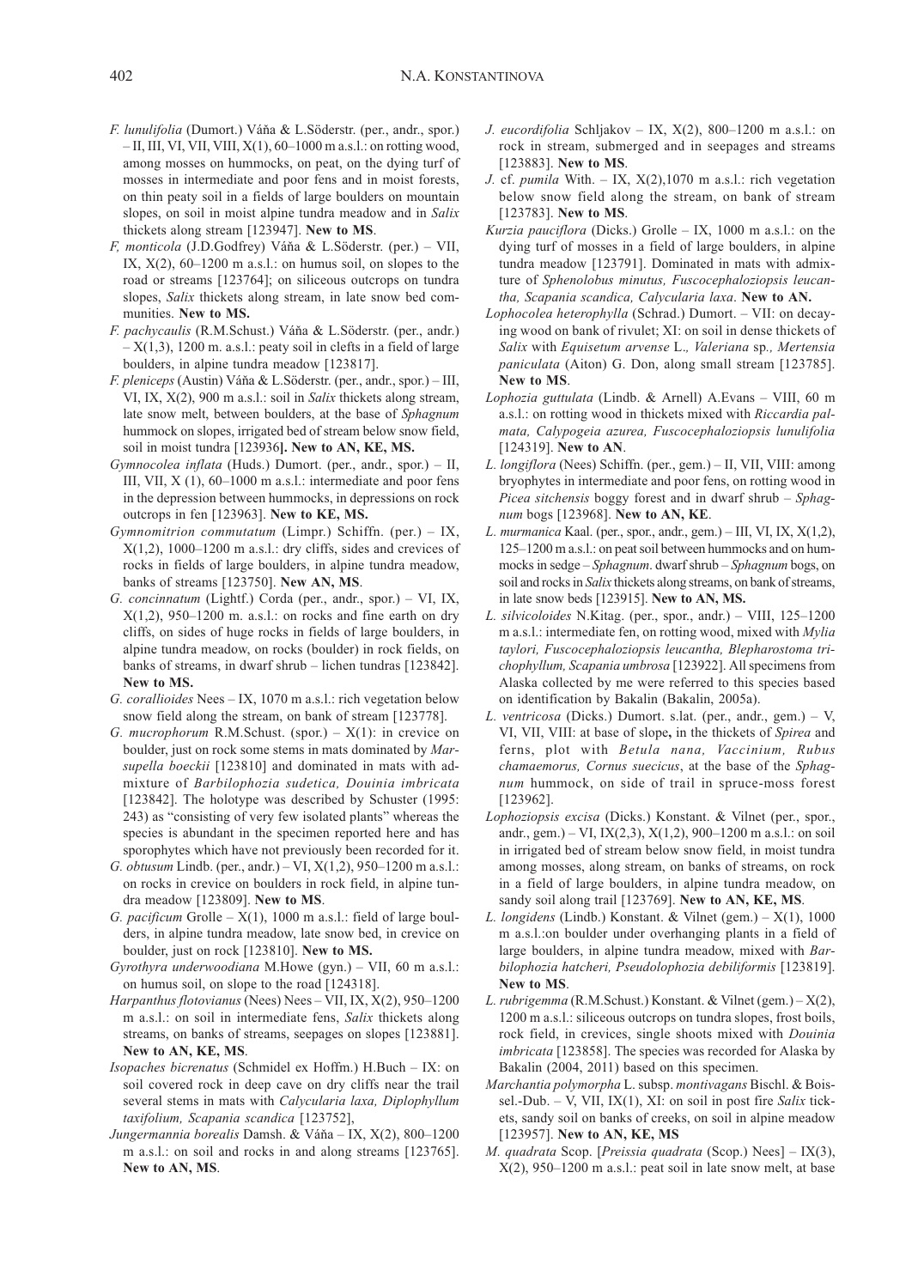*F. lunulifolia* (Dumort.) Váňa & L.Söderstr. (per., andr., spor.) – II, III, VI, VII, VIII, X(1), 60–1000 m a.s.l.: on rotting wood, among mosses on hummocks, on peat, on the dying turf of mosses in intermediate and poor fens and in moist forests, on thin peaty soil in a fields of large boulders on mountain slopes, on soil in moist alpine tundra meadow and in *Salix* thickets along stream [123947]. **New to MS**.

*F, monticola* (J.D.Godfrey) Váňa & L.Söderstr. (per.) – VII, IX, X(2), 60–1200 m a.s.l.: on humus soil, on slopes to the road or streams [123764]; on siliceous outcrops on tundra slopes, *Salix* thickets along stream, in late snow bed communities. **New to MS.**

*F. pachycaulis* (R.M.Schust.) Váňa & L.Söderstr. (per., andr.) – X(1,3), 1200 m. a.s.l.: peaty soil in clefts in a field of large boulders, in alpine tundra meadow [123817].

*F. pleniceps* (Austin) Váňa & L.Söderstr. (per., andr., spor.) – III, VI, IX, X(2), 900 m a.s.l.: soil in *Salix* thickets along stream, late snow melt, between boulders, at the base of *Sphagnum* hummock on slopes, irrigated bed of stream below snow field, soil in moist tundra [123936**]. New to AN, KE, MS.**

*Gymnocolea inflata* (Huds.) Dumort. (per., andr., spor.) – II, III, VII, X (1), 60–1000 m a.s.l.: intermediate and poor fens in the depression between hummocks, in depressions on rock outcrops in fen [123963]. **New to KE, MS.**

*Gymnomitrion commutatum* (Limpr.) Schiffn. (per.) – IX, X(1,2), 1000–1200 m a.s.l.: dry cliffs, sides and crevices of rocks in fields of large boulders, in alpine tundra meadow, banks of streams [123750]. **New AN, MS**.

*G. concinnatum* (Lightf.) Corda (per., andr., spor.) – VI, IX, X(1,2), 950–1200 m. a.s.l.: on rocks and fine earth on dry cliffs, on sides of huge rocks in fields of large boulders, in alpine tundra meadow, on rocks (boulder) in rock fields, on banks of streams, in dwarf shrub – lichen tundras [123842]. **New to MS.**

*G. corallioides* Nees – IX, 1070 m a.s.l.: rich vegetation below snow field along the stream, on bank of stream [123778].

*G. mucrophorum* R.M.Schust. (spor.) – X(1): in crevice on boulder, just on rock some stems in mats dominated by *Marsupella boeckii* [123810] and dominated in mats with admixture of *Barbilophozia sudetica, Douinia imbricata* [123842]. The holotype was described by Schuster (1995: 243) as "consisting of very few isolated plants" whereas the species is abundant in the specimen reported here and has sporophytes which have not previously been recorded for it.

*G. obtusum* Lindb. (per., andr.) – VI, X(1,2), 950–1200 m a.s.l.: on rocks in crevice on boulders in rock field, in alpine tundra meadow [123809]. **New to MS**.

*G. pacificum* Grolle – X(1), 1000 m a.s.l.: field of large boulders, in alpine tundra meadow, late snow bed, in crevice on boulder, just on rock [123810]. **New to MS.**

*Gyrothyra underwoodiana* M.Howe (gyn.) – VII, 60 m a.s.l.: on humus soil, on slope to the road [124318].

*Harpanthus flotovianus* (Nees) Nees – VII, IX, X(2), 950–1200 m a.s.l.: on soil in intermediate fens, *Salix* thickets along streams, on banks of streams, seepages on slopes [123881]. **New to AN, KE, MS**.

*Isopaches bicrenatus* (Schmidel ex Hoffm.) H.Buch – IX: on soil covered rock in deep cave on dry cliffs near the trail several stems in mats with *Calycularia laxa, Diplophyllum taxifolium, Scapania scandica* [123752],

*Jungermannia borealis* Damsh. & Váňa – IX, X(2), 800–1200 m a.s.l.: on soil and rocks in and along streams [123765]. **New to AN, MS**.

*J. eucordifolia* Schljakov – IX, X(2), 800–1200 m a.s.l.: on rock in stream, submerged and in seepages and streams [123883]. **New to MS**.

*J.* cf. *pumila* With. – IX, X(2),1070 m a.s.l.: rich vegetation below snow field along the stream, on bank of stream [123783]. **New to MS**.

*Kurzia pauciflora* (Dicks.) Grolle – IX, 1000 m a.s.l.: on the dying turf of mosses in a field of large boulders, in alpine tundra meadow [123791]. Dominated in mats with admixture of *Sphenolobus minutus, Fuscocephaloziopsis leucantha, Scapania scandica, Calycularia laxa*. **New to AN.**

*Lophocolea heterophylla* (Schrad.) Dumort. – VII: on decaying wood on bank of rivulet; XI: on soil in dense thickets of *Salix* with *Equisetum arvense* L.*, Valeriana* sp*., Mertensia paniculata* (Aiton) G. Don, along small stream [123785]. **New to MS**.

*Lophozia guttulata* (Lindb. & Arnell) A.Evans – VIII, 60 m a.s.l.: on rotting wood in thickets mixed with *Riccardia palmata, Calypogeia azurea, Fuscocephaloziopsis lunulifolia* [124319]. **New to AN**.

*L. longiflora* (Nees) Schiffn. (per., gem.) – II, VII, VIII: among bryophytes in intermediate and poor fens, on rotting wood in *Picea sitchensis* boggy forest and in dwarf shrub – *Sphagnum* bogs [123968]. **New to AN, KE**.

*L. murmanica* Kaal. (per., spor., andr., gem.) – III, VI, IX, X(1,2), 125–1200 m a.s.l.: on peat soil between hummocks and on hummocks in sedge – *Sphagnum*. dwarf shrub – *Sphagnum* bogs, on soil and rocks in *Salix* thickets along streams, on bank of streams, in late snow beds [123915]. **New to AN, MS.**

*L. silvicoloides* N.Kitag. (per., spor., andr.) – VIII, 125–1200 m a.s.l.: intermediate fen, on rotting wood, mixed with *Mylia taylori, Fuscocephaloziopsis leucantha, Blepharostoma trichophyllum, Scapania umbrosa* [123922]. All specimens from Alaska collected by me were referred to this species based on identification by Bakalin (Bakalin, 2005a).

*L. ventricosa* (Dicks.) Dumort. s.lat. (per., andr., gem.) – V, VI, VII, VIII: at base of slope**,** in the thickets of *Spirea* and ferns, plot with *Betula nana, Vaccinium, Rubus chamaemorus, Cornus suecicus*, at the base of the *Sphagnum* hummock, on side of trail in spruce-moss forest [123962].

*Lophoziopsis excisa* (Dicks.) Konstant. & Vilnet (per., spor., andr., gem.) – VI, IX(2,3), X(1,2), 900–1200 m a.s.l.: on soil in irrigated bed of stream below snow field, in moist tundra among mosses, along stream, on banks of streams, on rock in a field of large boulders, in alpine tundra meadow, on sandy soil along trail [123769]. **New to AN, KE, MS**.

*L. longidens* (Lindb.) Konstant. & Vilnet (gem.) – X(1), 1000 m a.s.l.:on boulder under overhanging plants in a field of large boulders, in alpine tundra meadow, mixed with *Barbilophozia hatcheri, Pseudolophozia debiliformis* [123819]. **New to MS**.

*L. rubrigemma* (R.M.Schust.) Konstant. & Vilnet (gem.) – X(2), 1200 m a.s.l.: siliceous outcrops on tundra slopes, frost boils, rock field, in crevices, single shoots mixed with *Douinia imbricata* [123858]. The species was recorded for Alaska by Bakalin (2004, 2011) based on this specimen.

*Marchantia polymorpha* L. subsp. *montivagans* Bischl. & Boissel.-Dub. – V, VII, IX(1), XI: on soil in post fire *Salix* tickets, sandy soil on banks of creeks, on soil in alpine meadow [123957]. **New to AN, KE, MS**

*M. quadrata* Scop. [*Preissia quadrata* (Scop.) Nees] – IX(3), X(2), 950–1200 m a.s.l.: peat soil in late snow melt, at base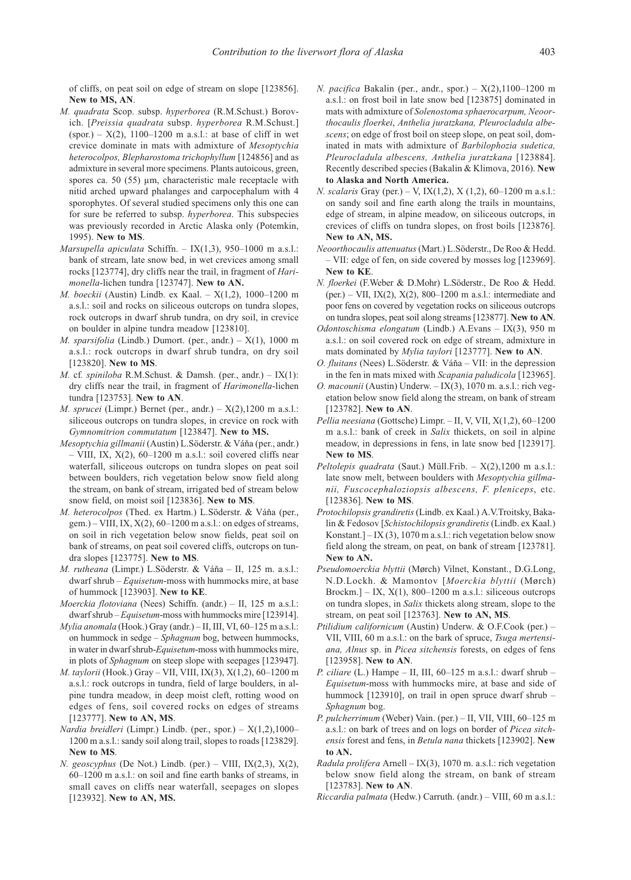of cliffs, on peat soil on edge of stream on slope [123856]. **New to MS, AN**.

*M. quadrata* Scop. subsp. *hyperborea* (R.M.Schust.) Borovich. [*Preissia quadrata* subsp. *hyperborea* R.M.Schust.] (spor.) – X(2), 1100–1200 m a.s.l.: at base of cliff in wet crevice dominate in mats with admixture of *Mesoptychia heterocolpos, Blepharostoma trichophyllum* [124856] and as admixture in several more specimens. Plants autoicous, green, spores ca. 50 (55) µm, characteristic male receptacle with nitid arched upward phalanges and carpocephalum with 4 sporophytes. Of several studied specimens only this one can for sure be referred to subsp. *hyperborea*. This subspecies was previously recorded in Arctic Alaska only (Potemkin, 1995). **New to MS**.

*Marsupella apiculata* Schiffn. – IX(1,3), 950–1000 m a.s.l.: bank of stream, late snow bed, in wet crevices among small rocks [123774], dry cliffs near the trail, in fragment of *Harimonella*-lichen tundra [123747]. **New to AN.**

*M. boeckii* (Austin) Lindb. ex Kaal. – X(1,2), 1000–1200 m a.s.l.: soil and rocks on siliceous outcrops on tundra slopes, rock outcrops in dwarf shrub tundra, on dry soil, in crevice on boulder in alpine tundra meadow [123810].

*M. sparsifolia* (Lindb.) Dumort. (per., andr.) – X(1), 1000 m a.s.l.: rock outcrops in dwarf shrub tundra, on dry soil [123820]. **New to MS**.

*M.* cf. *spiniloba* R.M.Schust. & Damsh. (per., andr.) – IX(1): dry cliffs near the trail, in fragment of *Harimonella*-lichen tundra [123753]. **New to AN**.

*M. sprucei* (Limpr.) Bernet (per., andr.) – X(2),1200 m a.s.l.: siliceous outcrops on tundra slopes, in crevice on rock with *Gymnomitrion commutatum* [123847]. **New to MS.**

*Mesoptychia gillmanii* (Austin) L.Söderstr. & Váňa (per., andr.) – VIII, IX, X(2), 60–1200 m a.s.l.: soil covered cliffs near waterfall, siliceous outcrops on tundra slopes on peat soil between boulders, rich vegetation below snow field along the stream, on bank of stream, irrigated bed of stream below snow field, on moist soil [123836]. **New to MS**.

*M. heterocolpos* (Thed. ex Hartm.) L.Söderstr. & Váňa (per., gem.) – VIII, IX, X(2), 60–1200 m a.s.l.: on edges of streams, on soil in rich vegetation below snow fields, peat soil on bank of streams, on peat soil covered cliffs, outcrops on tundra slopes [123775]. **New to MS**.

*M. rutheana* (Limpr.) L.Söderstr. & Váňa – II, 125 m. a.s.l.: dwarf shrub – *Equisetum*-moss with hummocks mire, at base of hummock [123903]. **New to KE**.

*Moerckia flotoviana* (Nees) Schiffn. (andr.) – II, 125 m a.s.l.: dwarf shrub – *Equisetum*-moss with hummocks mire [123914].

*Mylia anomala* (Hook.) Gray (andr.) – II, III, VI, 60–125 m a.s.l.: on hummock in sedge – *Sphagnum* bog, between hummocks, in water in dwarf shrub-*Equisetum*-moss with hummocks mire, in plots of *Sphagnum* on steep slope with seepages [123947].

*M. taylorii* (Hook.) Gray – VII, VIII, IX(3), X(1,2), 60–1200 m a.s.l.: rock outcrops in tundra, field of large boulders, in alpine tundra meadow, in deep moist cleft, rotting wood on edges of fens, soil covered rocks on edges of streams [123777]. **New to AN, MS**.

*Nardia breidleri* (Limpr.) Lindb. (per., spor.) – X(1,2),1000–1200 m a.s.l.: sandy soil along trail, slopes to roads [123829]. **New to MS**.

*N. geoscyphus* (De Not.) Lindb. (per.) – VIII, IX(2,3), X(2), 60–1200 m a.s.l.: on soil and fine earth banks of streams, in small caves on cliffs near waterfall, seepages on slopes [123932]. **New to AN, MS.**

*N. pacifica* Bakalin (per., andr., spor.) – X(2),1100–1200 m a.s.l.: on frost boil in late snow bed [123875] dominated in mats with admixture of *Solenostoma sphaerocarpum, Neoorthocaulis floerkei, Anthelia juratzkana, Pleurocladula albescens*; on edge of frost boil on steep slope, on peat soil, dominated in mats with admixture of *Barbilophozia sudetica, Pleurocladula albescens, Anthelia juratzkana* [123884]. Recently described species (Bakalin & Klimova, 2016). **New to Alaska and North America.**

*N. scalaris* Gray (per.) – V, IX(1,2), X (1,2), 60–1200 m a.s.l.: on sandy soil and fine earth along the trails in mountains, edge of stream, in alpine meadow, on siliceous outcrops, in crevices of cliffs on tundra slopes, on frost boils [123876]. **New to AN, MS.**

*Neoorthocaulis attenuatus* (Mart.) L.Söderstr., De Roo & Hedd. – VII: edge of fen, on side covered by mosses log [123969]. **New to KE**.

*N. floerkei* (F.Weber & D.Mohr) L.Söderstr., De Roo & Hedd. (per.) – VII, IX(2), X(2), 800–1200 m a.s.l.: intermediate and poor fens on covered by vegetation rocks on siliceous outcrops on tundra slopes, peat soil along streams [123877]. **New to AN**.

*Odontoschisma elongatum* (Lindb.) A.Evans – IX(3), 950 m a.s.l.: on soil covered rock on edge of stream, admixture in mats dominated by *Mylia taylori* [123777]. **New to AN**.

*O. fluitans* (Nees) L.Söderstr. & Váňa – VII: in the depression in the fen in mats mixed with *Scapania paludicola* [123965].

*O. macounii* (Austin) Underw. – IX(3), 1070 m. a.s.l.: rich vegetation below snow field along the stream, on bank of stream [123782]. **New to AN**.

*Pellia neesiana* (Gottsche) Limpr. – II, V, VII, X(1,2), 60–1200 m a.s.l.: bank of creek in *Salix* thickets, on soil in alpine meadow, in depressions in fens, in late snow bed [123917]. **New to MS**.

*Peltolepis quadrata* (Saut.) Müll.Frib. – X(2),1200 m a.s.l.: late snow melt, between boulders with *Mesoptychia gillmanii, Fuscocephaloziopsis albescens, F. pleniceps*, etc. [123836]. **New to MS**.

*Protochilopsis grandiretis* (Lindb. ex Kaal.) A.V.Troitsky, Bakalin & Fedosov [*Schistochilopsis grandiretis* (Lindb. ex Kaal.) Konstant.] – IX (3), 1070 m a.s.l.: rich vegetation below snow field along the stream, on peat, on bank of stream [123781]. **New to AN.**

*Pseudomoerckia blyttii* (Mørch) Vilnet, Konstant., D.G.Long, N.D.Lockh. & Mamontov [*Moerckia blyttii* (Mørch) Brockm.] – IX, X(1), 800–1200 m a.s.l.: siliceous outcrops on tundra slopes, in *Salix* thickets along stream, slope to the stream, on peat soil [123763]. **New to AN, MS**.

*Ptilidium californicum* (Austin) Underw. & O.F.Cook (per.) – VII, VIII, 60 m a.s.l.: on the bark of spruce, *Tsuga mertensiana, Alnus* sp. in *Picea sitchensis* forests, on edges of fens [123958]. **New to AN**.

*P. ciliare* (L.) Hampe – II, III, 60–125 m a.s.l.: dwarf shrub – *Equisetum*-moss with hummocks mire, at base and side of hummock [123910], on trail in open spruce dwarf shrub – *Sphagnum* bog.

*P. pulcherrimum* (Weber) Vain. (per.) – II, VII, VIII, 60–125 m a.s.l.: on bark of trees and on logs on border of *Picea sitchensis* forest and fens, in *Betula nana* thickets [123902]. **New to AN.**

*Radula prolifera* Arnell – IX(3), 1070 m. a.s.l.: rich vegetation below snow field along the stream, on bank of stream [123783]. **New to AN**.

*Riccardia palmata* (Hedw.) Carruth. (andr.) – VIII, 60 m a.s.l.: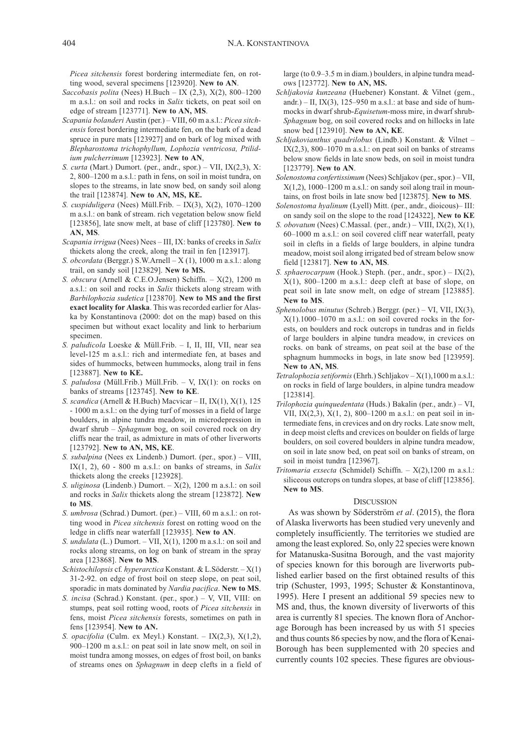*Picea sitchensis* forest bordering intermediate fen, on rotting wood, several specimens [123920]. **New to AN**.

*Saccobasis polita* (Nees) H.Buch – IX (2,3), X(2), 800–1200 m a.s.l.: on soil and rocks in *Salix* tickets, on peat soil on edge of stream [123771]. **New to AN, MS**.

*Scapania bolanderi* Austin (per.) – VIII, 60 m a.s.l.: *Picea sitchensis* forest bordering intermediate fen, on the bark of a dead spruce in pure mats [123927] and on bark of log mixed with *Blepharostoma trichophyllum, Lophozia ventricosa, Ptilidium pulcherrimum* [123923]. **New to AN**,

*S. curta* (Mart.) Dumort. (per., andr., spor.) – VII, IX(2,3), X: 2, 800–1200 m a.s.l.: path in fens, on soil in moist tundra, on slopes to the streams, in late snow bed, on sandy soil along the trail [123874]. **New to AN, MS, KE.**

*S. cuspiduligera* (Nees) Müll.Frib. – IX(3), X(2), 1070–1200 m a.s.l.: on bank of stream. rich vegetation below snow field [123856], late snow melt, at base of cliff [123780]. **New to AN, MS**.

*Scapania irrigua* (Nees) Nees – III, IX: banks of creeks in *Salix* thickets along the creek, along the trail in fen [123917].

*S. obcordata* (Berggr.) S.W.Arnell – X (1), 1000 m a.s.l.: along trail, on sandy soil [123829]. **New to MS.**

*S. obscura* (Arnell & C.E.O.Jensen) Schiffn. – X(2), 1200 m a.s.l.: on soil and rocks in *Salix* thickets along stream with *Barbilophozia sudetica* [123870]. **New to MS and the first exact locality for Alaska**. This was recorded earlier for Alaska by Konstantinova (2000: dot on the map) based on this specimen but without exact locality and link to herbarium specimen.

*S. paludicola* Loeske & Müll.Frib. – I, II, III, VII, near sea level-125 m a.s.l.: rich and intermediate fen, at bases and sides of hummocks, between hummocks, along trail in fens [123887]. **New to KE.**

*S. paludosa* (Müll.Frib.) Müll.Frib. – V, IX(1): on rocks on banks of streams [123745]. **New to KE**.

*S. scandica* (Arnell & H.Buch) Macvicar – II, IX(1), X(1), 125 - 1000 m a.s.l.: on the dying turf of mosses in a field of large boulders, in alpine tundra meadow, in microdepression in dwarf shrub – *Sphagnum* bog, on soil covered rock on dry cliffs near the trail, as admixture in mats of other liverworts [123792]. **New to AN, MS, KE**.

*S. subalpina* (Nees ex Lindenb.) Dumort. (per., spor.) – VIII, IX(1, 2), 60 - 800 m a.s.l.: on banks of streams, in *Salix* thickets along the creeks [123928].

*S. uliginosa* (Lindenb.) Dumort. – X(2), 1200 m a.s.l.: on soil and rocks in *Salix* thickets along the stream [123872]. **New to MS**.

*S. umbrosa* (Schrad.) Dumort. (per.) – VIII, 60 m a.s.l.: on rotting wood in *Picea sitchensis* forest on rotting wood on the ledge in cliffs near waterfall [123935]. **New to AN**.

*S. undulata* (L.) Dumort. – VII, X(1), 1200 m a.s.l.: on soil and rocks along streams, on log on bank of stream in the spray area [123868]. **New to MS**.

*Schistochilopsis* cf. *hyperarctica* Konstant. & L.Söderstr. – X(1) 31-2-92. on edge of frost boil on steep slope, on peat soil, sporadic in mats dominated by *Nardia pacifica*. **New to MS**.

*S. incisa* (Schrad.) Konstant. (per., spor.) – V, VII, VIII: on stumps, peat soil rotting wood, roots of *Picea sitchensis* in fens, moist *Picea sitchensis* forests, sometimes on path in fens [123954]. **New to AN.**

*S. opacifolia* (Culm. ex Meyl.) Konstant. – IX(2,3), X(1,2), 900–1200 m a.s.l.: on peat soil in late snow melt, on soil in moist tundra among mosses, on edges of frost boil, on banks of streams ones on *Sphagnum* in deep clefts in a field of large (to 0.9–3.5 m in diam.) boulders, in alpine tundra meadows [123772]. **New to AN, MS.**

*Schljakovia kunzeana* (Huebener) Konstant. & Vilnet (gem., andr.) – II, IX(3), 125–950 m a.s.l.: at base and side of hummocks in dwarf shrub-*Equisetum*-moss mire, in dwarf shrub-*Sphagnum* bog, on soil covered rocks and on hillocks in late snow bed [123910]. **New to AN, KE**.

*Schljakovianthus quadrilobus* (Lindb.) Konstant. & Vilnet – IX(2,3), 800–1070 m a.s.l.: on peat soil on banks of streams below snow fields in late snow beds, on soil in moist tundra [123779]. **New to AN**.

*Solenostoma confertissimum* (Nees) Schljakov (per., spor.) – VII, X(1,2), 1000–1200 m a.s.l.: on sandy soil along trail in mountains, on frost boils in late snow bed [123875]. **New to MS**.

*Solenostoma hyalinum* (Lyell) Mitt. (per., andr., dioicous)– III: on sandy soil on the slope to the road [124322], **New to KE**

*S. obovatum* (Nees) C.Massal. (per., andr.) – VIII, IX(2), X(1), 60–1000 m a.s.l.: on soil covered cliff near waterfall, peaty soil in clefts in a fields of large boulders, in alpine tundra meadow, moist soil along irrigated bed of stream below snow field [123817]. **New to AN, MS**.

*S. sphaerocarpum* (Hook.) Steph. (per., andr., spor.) – IX(2), X(1), 800–1200 m a.s.l.: deep cleft at base of slope, on peat soil in late snow melt, on edge of stream [123885]. **New to MS**.

*Sphenolobus minutus* (Schreb.) Berggr. (per.) – VI, VII, IX(3), X(1).1000–1070 m a.s.l.: on soil covered rocks in the forests, on boulders and rock outcrops in tundras and in fields of large boulders in alpine tundra meadow, in crevices on rocks. on bank of streams, on peat soil at the base of the sphagnum hummocks in bogs, in late snow bed [123959]. **New to AN, MS**.

*Tetralophozia setiformis* (Ehrh.) Schljakov – X(1),1000 m a.s.l.: on rocks in field of large boulders, in alpine tundra meadow [123814].

*Trilophozia quinquedentata* (Huds.) Bakalin (per., andr.) – VI, VII, IX(2,3), X(1, 2), 800–1200 m a.s.l.: on peat soil in intermediate fens, in crevices and on dry rocks. Late snow melt, in deep moist clefts and crevices on boulder on fields of large boulders, on soil covered boulders in alpine tundra meadow, on soil in late snow bed, on peat soil on banks of stream, on soil in moist tundra [123967].

*Tritomaria exsecta* (Schmidel) Schiffn. – X(2),1200 m a.s.l.: siliceous outcrops on tundra slopes, at base of cliff [123856]. **New to MS**.

## Discussion

As was shown by Söderström *et al*. (2015), the flora of Alaska liverworts has been studied very unevenly and completely insufficiently. The territories we studied are among the least explored. So, only 22 species were known for Matanuska-Susitna Borough, and the vast majority of species known for this borough are liverworts published earlier based on the first obtained results of this trip (Schuster, 1993, 1995; Schuster & Konstantinova, 1995). Here I present an additional 59 species new to MS and, thus, the known diversity of liverworts of this area is currently 81 species. The known flora of Anchorage Borough has been increased by us with 51 species and thus counts 86 species by now, and the flora of Kenai-Borough has been supplemented with 20 species and currently counts 102 species. These figures are obvious-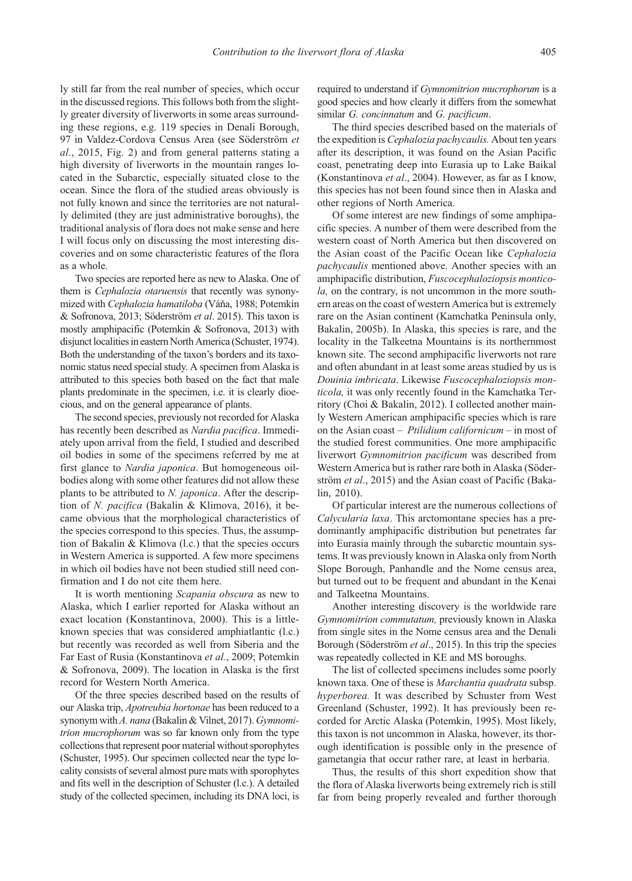ly still far from the real number of species, which occur in the discussed regions. This follows both from the slightly greater diversity of liverworts in some areas surrounding these regions, e.g. 119 species in Denali Borough, 97 in Valdez-Cordova Census Area (see Söderström *et al*., 2015, Fig. 2) and from general patterns stating a high diversity of liverworts in the mountain ranges located in the Subarctic, especially situated close to the ocean. Since the flora of the studied areas obviously is not fully known and since the territories are not naturally delimited (they are just administrative boroughs), the traditional analysis of flora does not make sense and here I will focus only on discussing the most interesting discoveries and on some characteristic features of the flora as a whole.

Two species are reported here as new to Alaska. One of them is *Cephalozia otaruensis* that recently was synonymized with *Cephalozia hamatiloba* (Váňa, 1988; Potemkin & Sofronova, 2013; Söderström *et al*. 2015). This taxon is mostly amphipacific (Potemkin & Sofronova, 2013) with disjunct localities in eastern North America (Schuster, 1974). Both the understanding of the taxon's borders and its taxonomic status need special study. A specimen from Alaska is attributed to this species both based on the fact that male plants predominate in the specimen, i.e. it is clearly dioecious, and on the general appearance of plants.

The second species, previously not recorded for Alaska has recently been described as *Nardia pacifica*. Immediately upon arrival from the field, I studied and described oil bodies in some of the specimens referred by me at first glance to *Nardia japonica*. But homogeneous oil-bodies along with some other features did not allow these plants to be attributed to *N. japonica*. After the description of *N. pacifica* (Bakalin & Klimova, 2016), it became obvious that the morphological characteristics of the species correspond to this species. Thus, the assumption of Bakalin & Klimova (l.c.) that the species occurs in Western America is supported. A few more specimens in which oil bodies have not been studied still need confirmation and I do not cite them here.

It is worth mentioning *Scapania obscura* as new to Alaska, which I earlier reported for Alaska without an exact location (Konstantinova, 2000). This is a little-known species that was considered amphiatlantic (l.c.) but recently was recorded as well from Siberia and the Far East of Rusia (Konstantinova *et al.*, 2009; Potemkin & Sofronova, 2009). The location in Alaska is the first record for Western North America.

Of the three species described based on the results of our Alaska trip, *Apotreubia hortonae* has been reduced to a synonym with *A. nana* (Bakalin & Vilnet, 2017). *Gymnomitrion mucrophorum* was so far known only from the type collections that represent poor material without sporophytes (Schuster, 1995). Our specimen collected near the type locality consists of several almost pure mats with sporophytes and fits well in the description of Schuster (l.c.). A detailed study of the collected specimen, including its DNA loci, is required to understand if *Gymnomitrion mucrophorum* is a good species and how clearly it differs from the somewhat similar *G. concinnatum* and *G. pacificum*.

The third species described based on the materials of the expedition is *Cephalozia pachycaulis.* About ten years after its description, it was found on the Asian Pacific coast, penetrating deep into Eurasia up to Lake Baikal (Konstantinova *et al*., 2004). However, as far as I know, this species has not been found since then in Alaska and other regions of North America.

Of some interest are new findings of some amphipacific species. A number of them were described from the western coast of North America but then discovered on the Asian coast of the Pacific Ocean like *Cephalozia pachycaulis* mentioned above. Another species with an amphipacific distribution, *Fuscocephaloziopsis monticola,* on the contrary, is not uncommon in the more southern areas on the coast of western America but is extremely rare on the Asian continent (Kamchatka Peninsula only, Bakalin, 2005b). In Alaska, this species is rare, and the locality in the Talkeetna Mountains is its northernmost known site. The second amphipacific liverworts not rare and often abundant in at least some areas studied by us is *Douinia imbricata*. Likewise *Fuscocephaloziopsis monticola,* it was only recently found in the Kamchatka Territory (Choi & Bakalin, 2012). I collected another mainly Western American amphipacific species which is rare on the Asian coast – *Ptilidium californicum* – in most of the studied forest communities. One more amphipacific liverwort *Gymnomitrion pacificum* was described from Western America but is rather rare both in Alaska (Söderström *et al*., 2015) and the Asian coast of Pacific (Bakalin, 2010).

Of particular interest are the numerous collections of *Calycularia laxa*. This arctomontane species has a predominantly amphipacific distribution but penetrates far into Eurasia mainly through the subarctic mountain systems. It was previously known in Alaska only from North Slope Borough, Panhandle and the Nome census area, but turned out to be frequent and abundant in the Kenai and Talkeetna Mountains.

Another interesting discovery is the worldwide rare *Gymnomitrion commutatum,* previously known in Alaska from single sites in the Nome census area and the Denali Borough (Söderström *et al*., 2015). In this trip the species was repeatedly collected in KE and MS boroughs.

The list of collected specimens includes some poorly known taxa. One of these is *Marchantia quadrata* subsp. *hyperborea.* It was described by Schuster from West Greenland (Schuster, 1992). It has previously been recorded for Arctic Alaska (Potemkin, 1995). Most likely, this taxon is not uncommon in Alaska, however, its thorough identification is possible only in the presence of gametangia that occur rather rare, at least in herbaria.

Thus, the results of this short expedition show that the flora of Alaska liverworts being extremely rich is still far from being properly revealed and further thorough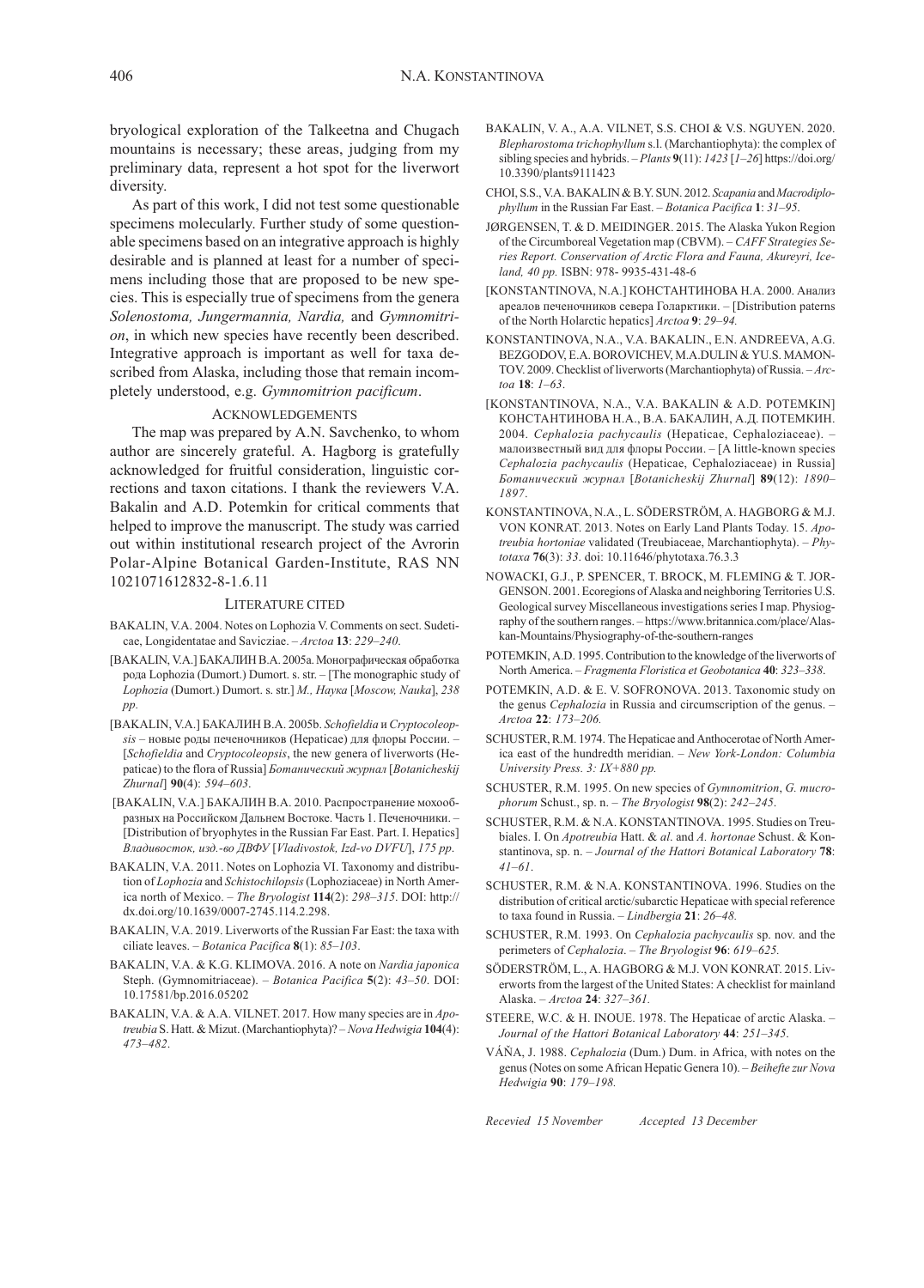bryological exploration of the Talkeetna and Chugach mountains is necessary; these areas, judging from my preliminary data, represent a hot spot for the liverwort diversity.

As part of this work, I did not test some questionable specimens molecularly. Further study of some questionable specimens based on an integrative approach is highly desirable and is planned at least for a number of specimens including those that are proposed to be new species. This is especially true of specimens from the genera *Solenostoma, Jungermannia, Nardia,* and *Gymnomitrion*, in which new species have recently been described. Integrative approach is important as well for taxa described from Alaska, including those that remain incompletely understood, e.g. *Gymnomitrion pacificum*.

## Acknowledgements

The map was prepared by A.N. Savchenko, to whom author are sincerely grateful. A. Hagborg is gratefully acknowledged for fruitful consideration, linguistic corrections and taxon citations. I thank the reviewers V.A. Bakalin and A.D. Potemkin for critical comments that helped to improve the manuscript. The study was carried out within institutional research project of the Avrorin Polar-Alpine Botanical Garden-Institute, RAS NN 1021071612832-8-1.6.11

## Literature cited

BAKALIN, V.A. 2004. Notes on Lophozia V. Comments on sect. Sudeticae, Longidentatae and Savicziae. – *Arctoa* **13**: *229–240*.

[BAKALIN, V.A.] БАКАЛИН В.А. 2005a. Монографическая обработка рода Lophozia (Dumort.) Dumort. s. str. – [The monographic study of *Lophozia* (Dumort.) Dumort. s. str.] *М., Наука* [*Moscow, Nauka*], *238 pp.*

[BAKALIN, V.A.] БАКАЛИН В.А. 2005b. *Schofieldia* и *Cryptocoleopsis* – новые роды печеночников (Hepaticae) для флоры России. – [*Schofieldia* and *Cryptocoleopsis*, the new genera of liverworts (Hepaticae) to the flora of Russia] *Ботанический журнал* [*Botanicheskij Zhurnal*] **90**(4): *594–603*.

[BAKALIN, V.A.] БАКАЛИН В.А. 2010. Распространение мохообразных на Российском Дальнем Востоке. Часть 1. Печеночники. – [Distribution of bryophytes in the Russian Far East. Part. I. Hepatics] *Владивосток, изд.-во ДВФУ* [*Vladivostok, Izd-vo DVFU*], *175 pp*.

BAKALIN, V.A. 2011. Notes on Lophozia VI. Taxonomy and distribution of *Lophozia* and *Schistochilopsis* (Lophoziaceae) in North America north of Mexico. – *The Bryologist* **114**(2): *298–315*. DOI: http://dx.doi.org/10.1639/0007-2745.114.2.298.

BAKALIN, V.A. 2019. Liverworts of the Russian Far East: the taxa with ciliate leaves. – *Botanica Pacifica* **8**(1): *85–103*.

BAKALIN, V.A. & K.G. KLIMOVA. 2016. A note on *Nardia japonica* Steph. (Gymnomitriaceae). – *Botanica Pacifica* **5**(2): *43–50*. DOI: 10.17581/bp.2016.05202

BAKALIN, V.A. & A.A. VILNET. 2017. How many species are in *Apotreubia* S. Hatt. & Mizut. (Marchantiophyta)? – *Nova Hedwigia* **104**(4): *473–482*.

BAKALIN, V. A., A.A. VILNET, S.S. CHOI & V.S. NGUYEN. 2020. *Blepharostoma trichophyllum* s.l. (Marchantiophyta): the complex of sibling species and hybrids. – *Plants* **9**(11): *1423* [*1–26*] https://doi.org/10.3390/plants9111423

CHOI, S.S., V.A. BAKALIN & B.Y. SUN. 2012. *Scapania* and *Macrodiplophyllum* in the Russian Far East. – *Botanica Pacifica* **1**: *31–95*.

JØRGENSEN, T. & D. MEIDINGER. 2015. The Alaska Yukon Region of the Circumboreal Vegetation map (CBVM). – *CAFF Strategies Series Report. Conservation of Arctic Flora and Fauna, Akureyri, Iceland, 40 pp.* ISBN: 978- 9935-431-48-6

[KONSTANTINOVA, N.A.] КОНСТАНТИНОВА Н.А. 2000. Анализ ареалов печеночников севера Голарктики. – [Distribution paterns of the North Holarctic hepatics] *Arctoa* **9**: *29–94.*

KONSTANTINOVA, N.A., V.A. BAKALIN., E.N. ANDREEVA, A.G. BEZGODOV, E.A. BOROVICHEV, M.A.DULIN & YU.S. MAMONTOV. 2009. Checklist of liverworts (Marchantiophyta) of Russia. – *Arctoa* **18**: *1–63*.

[KONSTANTINOVA, N.A., V.A. BAKALIN & A.D. POTEMKIN] КОНСТАНТИНОВА Н.А., В.А. БАКАЛИН, А.Д. ПОТЕМКИН. 2004. *Cephalozia pachycaulis* (Hepaticae, Cephaloziaceae). – малоизвестный вид для флоры России. – [A little-known species *Cephalozia pachycaulis* (Hepaticae, Cephaloziaceae) in Russia] *Ботанический журнал* [*Botanicheskij Zhurnal*] **89**(12): *1890–1897*.

KONSTANTINOVA, N.A., L. SÖDERSTRÖM, A. HAGBORG & M.J. VON KONRAT. 2013. Notes on Early Land Plants Today. 15. *Apotreubia hortoniae* validated (Treubiaceae, Marchantiophyta). – *Phytotaxa* **76**(3): *33*. doi: 10.11646/phytotaxa.76.3.3

NOWACKI, G.J., P. SPENCER, T. BROCK, M. FLEMING & T. JORGENSON. 2001. Ecoregions of Alaska and neighboring Territories U.S. Geological survey Miscellaneous investigations series I Map. Physiography of the southern ranges. – https://www.britannica.com/place/Alaskan-Mountains/Physiography-of-the-southern-ranges

POTEMKIN, A.D. 1995. Contribution to the knowledge of the liverworts of North America. – *Fragmenta Floristica et Geobotanica* **40**: *323–338*.

POTEMKIN, A.D. & E. V. SOFRONOVA. 2013. Taxonomic study on the genus *Cephalozia* in Russia and circumscription of the genus. – *Arctoa* **22**: *173–206.*

SCHUSTER, R.M. 1974. The Hepaticae and Anthocerotae of North America east of the hundredth meridian. – *New York-London: Columbia University Press. 3: IX+880 pp.*

SCHUSTER, R.M. 1995. On new species of *Gymnomitrion*, *G. mucrophorum* Schust., sp. n. – *The Bryologist* **98**(2): *242–245*.

SCHUSTER, R.M. & N.A. KONSTANTINOVA. 1995. Studies on Treubiales. I. On *Apotreubia* Hatt. & *al*. and *A. hortonae* Schust. & Konstantinova, sp. n. – *Journal of the Hattori Botanical Laboratory* **78**: *41–61*.

SCHUSTER, R.M. & N.A. KONSTANTINOVA. 1996. Studies on the distribution of critical arctic/subarctic Hepaticae with special reference to taxa found in Russia. – *Lindbergia* **21**: *26–48.*

SCHUSTER, R.M. 1993. On *Cephalozia pachycaulis* sp. nov. and the perimeters of *Cephalozia*. – *The Bryologist* **96**: *619–625.*

SÖDERSTRÖM, L., A. HAGBORG & M.J. VON KONRAT. 2015. Liverworts from the largest of the United States: A checklist for mainland Alaska. – *Arctoa* **24**: *327–361.*

STEERE, W.C. & H. INOUE. 1978. The Hepaticae of arctic Alaska. – *Journal of the Hattori Botanical Laboratory* **44**: *251–345*.

VÁŇA, J. 1988. *Cephalozia* (Dum.) Dum. in Africa, with notes on the genus (Notes on some African Hepatic Genera 10). – *Beihefte zur Nova Hedwigia* **90**: *179–198.*

*Recevied 15 November Accepted 13 December*